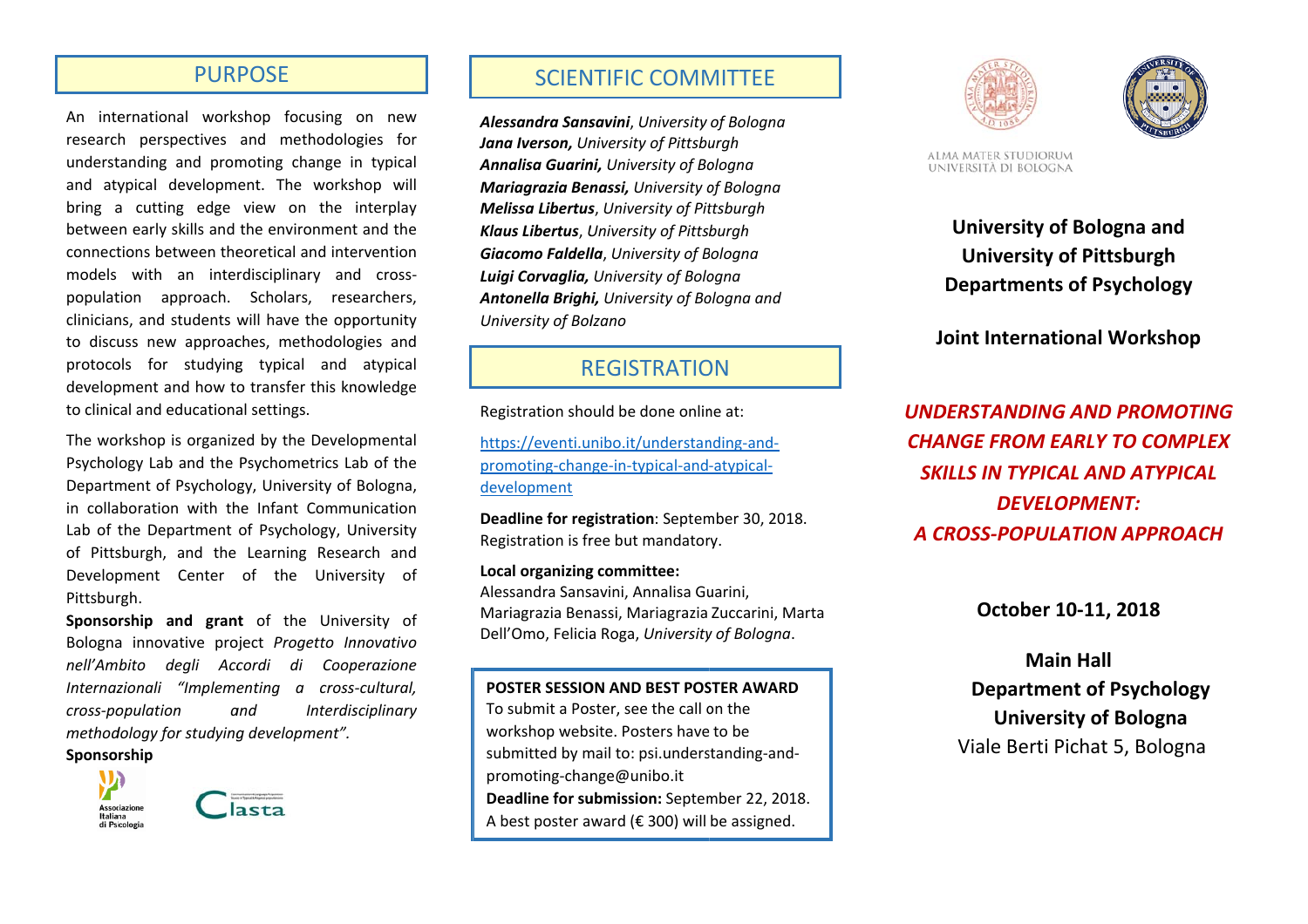## PURPOSE

An international workshop focusing on new research perspectives and methodologies for understanding and promoting change in typical and atypical development. The workshop will bring a cutting edge view on the interplay between early skills and the environment and the connections between theoretical and intervention models with an interdisciplinary and cross-population approach. Scholars, researchers, clinicians, and students will have the opportunity to discuss new approaches, methodologies and protocols for studying typical and atypical development and how to transfer this knowledge to clinical and educational settings.

The workshop is organized by the Developmental Psychology Lab and the Psychometrics Lab of the Department of Psychology, University of Bologna, in collaboration with the Infant Communication Lab of the Department of Psychology, University of Pittsburgh, and the Learning Research and Development Center of the University of Pittsburgh.

**Sponsorship and grant** of the University of Bologna innovative project *Progetto Innovativo nell'Ambito degli Accordi di Cooperazione Internazionali "Implementing a cross-cultural, cross-population and Interdisciplinary methodology for studying development".*

**Sponsorship**

Associazione Italiana di Psicologia

Clasta

## SCIENTIFIC COMMITTEE

***Alessandra Sansavini***, *University of Bologna*
***Jana Iverson,*** *University of Pittsburgh*
***Annalisa Guarini,*** *University of Bologna*
***Mariagrazia Benassi,*** *University of Bologna*
***Melissa Libertus***, *University of Pittsburgh*
***Klaus Libertus***, *University of Pittsburgh*
***Giacomo Faldella***, *University of Bologna*
***Luigi Corvaglia,*** *University of Bologna*
***Antonella Brighi,*** *University of Bologna and University of Bolzano*

## REGISTRATION

Registration should be done online at:

https://eventi.unibo.it/understanding-and-promoting-change-in-typical-and-atypical-development

**Deadline for registration**: September 30, 2018. Registration is free but mandatory.

**Local organizing committee:**
Alessandra Sansavini, Annalisa Guarini, Mariagrazia Benassi, Mariagrazia Zuccarini, Marta Dell'Omo, Felicia Roga, *University of Bologna*.

**POSTER SESSION AND BEST POSTER AWARD**
To submit a Poster, see the call on the workshop website. Posters have to be submitted by mail to: psi.understanding-and-promoting-change@unibo.it
**Deadline for submission:** September 22, 2018.
A best poster award (€ 300) will be assigned.

ALMA MATER STUDIORUM
UNIVERSITÀ DI BOLOGNA

**University of Bologna and University of Pittsburgh Departments of Psychology**

**Joint International Workshop**

# *UNDERSTANDING AND PROMOTING CHANGE FROM EARLY TO COMPLEX SKILLS IN TYPICAL AND ATYPICAL DEVELOPMENT: A CROSS-POPULATION APPROACH*

**October 10-11, 2018**

**Main Hall**
**Department of Psychology**
**University of Bologna**
Viale Berti Pichat 5, Bologna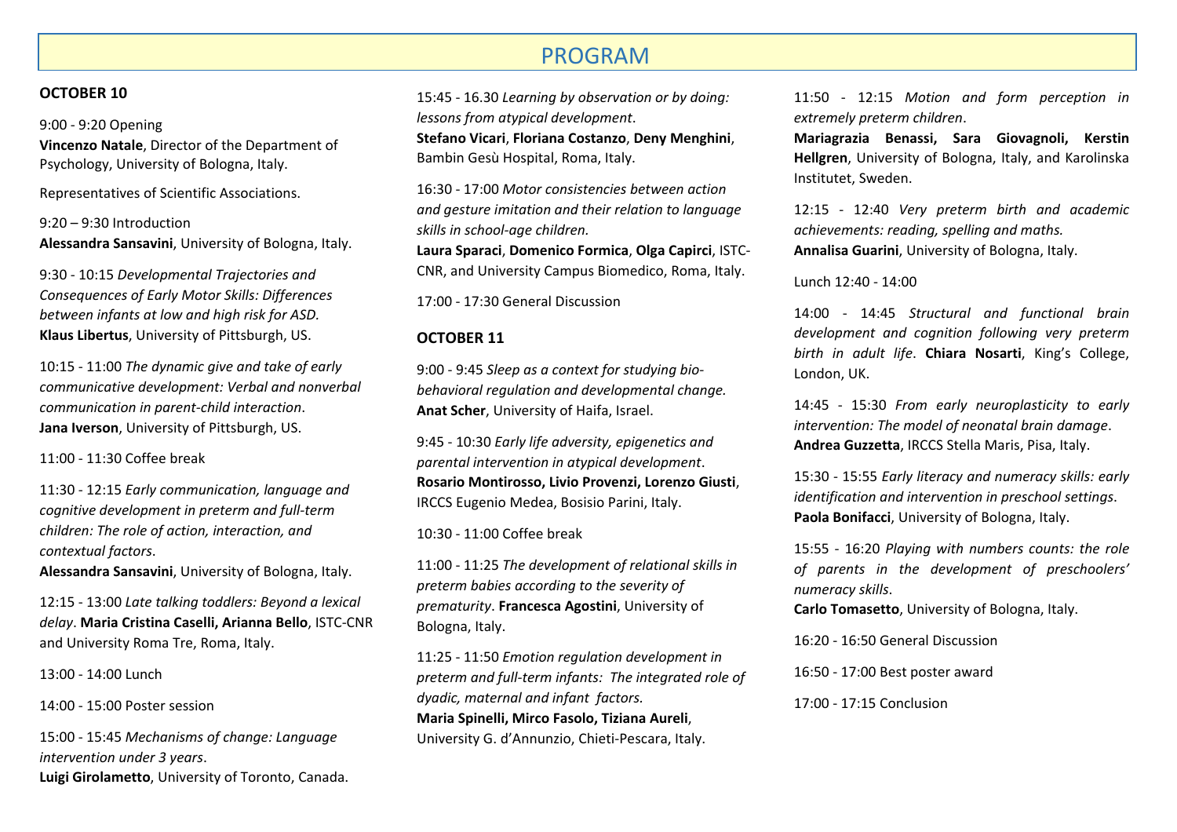# PROGRAM

**OCTOBER 10**

9:00 - 9:20 Opening
**Vincenzo Natale**, Director of the Department of Psychology, University of Bologna, Italy.

Representatives of Scientific Associations.

9:20 – 9:30 Introduction
**Alessandra Sansavini**, University of Bologna, Italy.

9:30 - 10:15 *Developmental Trajectories and Consequences of Early Motor Skills: Differences between infants at low and high risk for ASD.*
**Klaus Libertus**, University of Pittsburgh, US.

10:15 - 11:00 *The dynamic give and take of early communicative development: Verbal and nonverbal communication in parent-child interaction*.
**Jana Iverson**, University of Pittsburgh, US.

11:00 - 11:30 Coffee break

11:30 - 12:15 *Early communication, language and cognitive development in preterm and full-term children: The role of action, interaction, and contextual factors*.
**Alessandra Sansavini**, University of Bologna, Italy.

12:15 - 13:00 *Late talking toddlers: Beyond a lexical delay*. **Maria Cristina Caselli, Arianna Bello**, ISTC-CNR and University Roma Tre, Roma, Italy.

13:00 - 14:00 Lunch

14:00 - 15:00 Poster session

15:00 - 15:45 *Mechanisms of change: Language intervention under 3 years*.
**Luigi Girolametto**, University of Toronto, Canada.

15:45 - 16.30 *Learning by observation or by doing: lessons from atypical development*.
**Stefano Vicari**, **Floriana Costanzo**, **Deny Menghini**, Bambin Gesù Hospital, Roma, Italy.

16:30 - 17:00 *Motor consistencies between action and gesture imitation and their relation to language skills in school-age children.*
**Laura Sparaci**, **Domenico Formica**, **Olga Capirci**, ISTC-CNR, and University Campus Biomedico, Roma, Italy.

17:00 - 17:30 General Discussion

**OCTOBER 11**

9:00 - 9:45 *Sleep as a context for studying bio-behavioral regulation and developmental change.*
**Anat Scher**, University of Haifa, Israel.

9:45 - 10:30 *Early life adversity, epigenetics and parental intervention in atypical development*.
**Rosario Montirosso, Livio Provenzi, Lorenzo Giusti**, IRCCS Eugenio Medea, Bosisio Parini, Italy.

10:30 - 11:00 Coffee break

11:00 - 11:25 *The development of relational skills in preterm babies according to the severity of prematurity*. **Francesca Agostini**, University of Bologna, Italy.

11:25 - 11:50 *Emotion regulation development in preterm and full-term infants: The integrated role of dyadic, maternal and infant factors.*
**Maria Spinelli, Mirco Fasolo, Tiziana Aureli**, University G. d'Annunzio, Chieti-Pescara, Italy.

11:50 - 12:15 *Motion and form perception in extremely preterm children*.
**Mariagrazia Benassi, Sara Giovagnoli, Kerstin Hellgren**, University of Bologna, Italy, and Karolinska Institutet, Sweden.

12:15 - 12:40 *Very preterm birth and academic achievements: reading, spelling and maths.*
**Annalisa Guarini**, University of Bologna, Italy.

Lunch 12:40 - 14:00

14:00 - 14:45 *Structural and functional brain development and cognition following very preterm birth in adult life*. **Chiara Nosarti**, King's College, London, UK.

14:45 - 15:30 *From early neuroplasticity to early intervention: The model of neonatal brain damage*.
**Andrea Guzzetta**, IRCCS Stella Maris, Pisa, Italy.

15:30 - 15:55 *Early literacy and numeracy skills: early identification and intervention in preschool settings*.
**Paola Bonifacci**, University of Bologna, Italy.

15:55 - 16:20 *Playing with numbers counts: the role of parents in the development of preschoolers' numeracy skills*.
**Carlo Tomasetto**, University of Bologna, Italy.

16:20 - 16:50 General Discussion

16:50 - 17:00 Best poster award

17:00 - 17:15 Conclusion